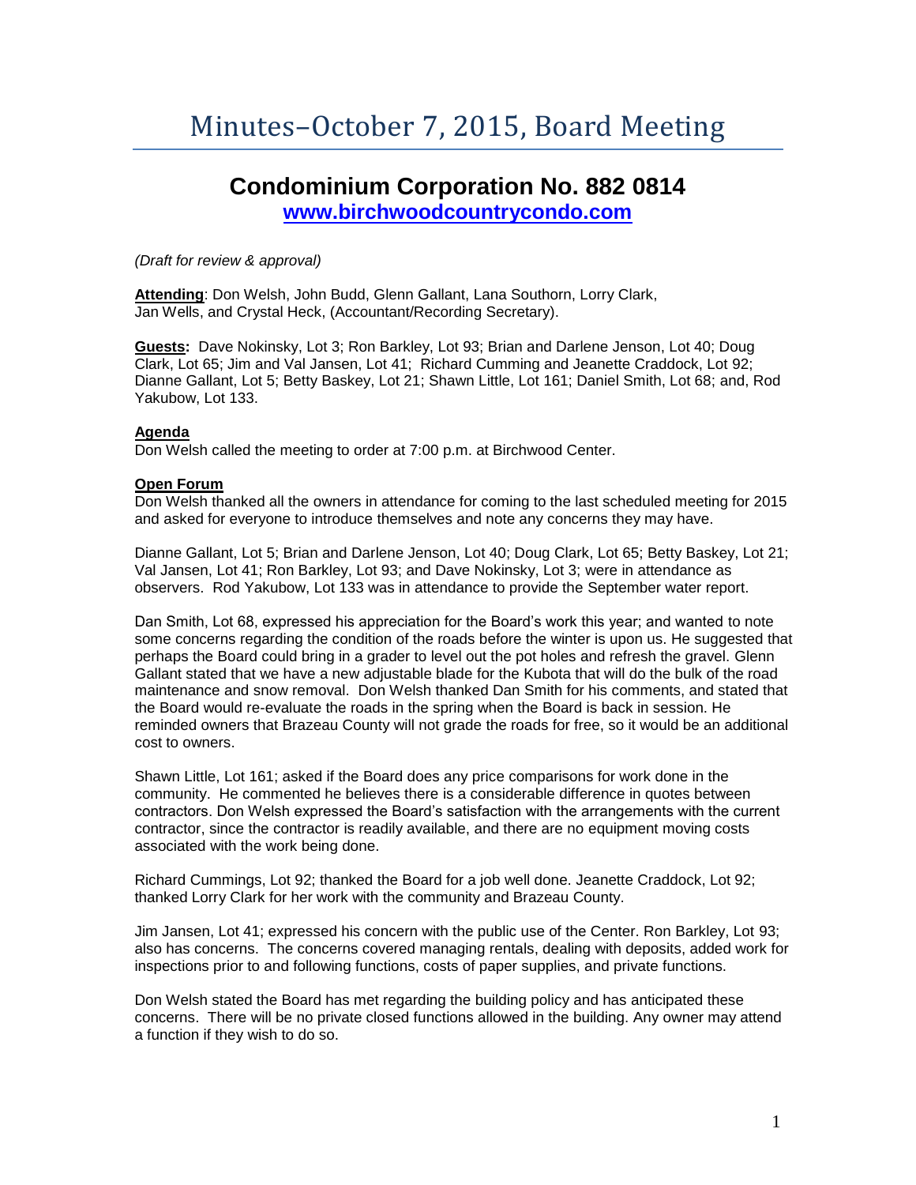# Minutes–October 7, 2015, Board Meeting

## Condominium Corporation No. 882 0814

**[www.birchwoodcountrycondo.com](http://www.birchwoodcountrycondo.com)**

*(Draft for review & approval)*

**Attending**: Don Welsh, John Budd, Glenn Gallant, Lana Southorn, Lorry Clark, Jan Wells, and Crystal Heck, (Accountant/Recording Secretary).

**Guests:** Dave Nokinsky, Lot 3; Ron Barkley, Lot 93; Brian and Darlene Jenson, Lot 40; Doug Clark, Lot 65; Jim and Val Jansen, Lot 41; Richard Cumming and Jeanette Craddock, Lot 92; Dianne Gallant, Lot 5; Betty Baskey, Lot 21; Shawn Little, Lot 161; Daniel Smith, Lot 68; and, Rod Yakubow, Lot 133.

**Agenda**

Don Welsh called the meeting to order at 7:00 p.m. at Birchwood Center.

**Open Forum**

Don Welsh thanked all the owners in attendance for coming to the last scheduled meeting for 2015 and asked for everyone to introduce themselves and note any concerns they may have.

Dianne Gallant, Lot 5; Brian and Darlene Jenson, Lot 40; Doug Clark, Lot 65; Betty Baskey, Lot 21; Val Jansen, Lot 41; Ron Barkley, Lot 93; and Dave Nokinsky, Lot 3; were in attendance as observers. Rod Yakubow, Lot 133 was in attendance to provide the September water report.

Dan Smith, Lot 68, expressed his appreciation for the Board's work this year; and wanted to note some concerns regarding the condition of the roads before the winter is upon us. He suggested that perhaps the Board could bring in a grader to level out the pot holes and refresh the gravel. Glenn Gallant stated that we have a new adjustable blade for the Kubota that will do the bulk of the road maintenance and snow removal. Don Welsh thanked Dan Smith for his comments, and stated that the Board would re-evaluate the roads in the spring when the Board is back in session. He reminded owners that Brazeau County will not grade the roads for free, so it would be an additional cost to owners.

Shawn Little, Lot 161; asked if the Board does any price comparisons for work done in the community. He commented he believes there is a considerable difference in quotes between contractors. Don Welsh expressed the Board's satisfaction with the arrangements with the current contractor, since the contractor is readily available, and there are no equipment moving costs associated with the work being done.

Richard Cummings, Lot 92; thanked the Board for a job well done. Jeanette Craddock, Lot 92; thanked Lorry Clark for her work with the community and Brazeau County.

Jim Jansen, Lot 41; expressed his concern with the public use of the Center. Ron Barkley, Lot 93; also has concerns. The concerns covered managing rentals, dealing with deposits, added work for inspections prior to and following functions, costs of paper supplies, and private functions.

Don Welsh stated the Board has met regarding the building policy and has anticipated these concerns. There will be no private closed functions allowed in the building. Any owner may attend a function if they wish to do so.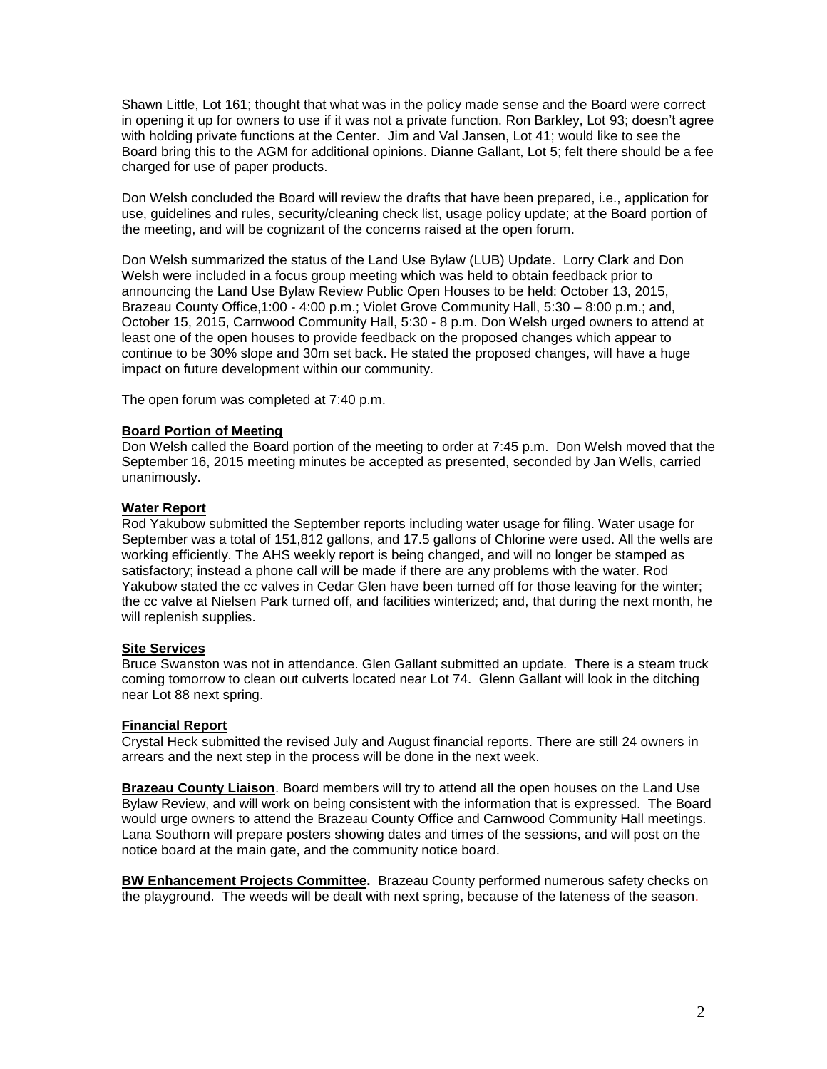Shawn Little, Lot 161; thought that what was in the policy made sense and the Board were correct in opening it up for owners to use if it was not a private function. Ron Barkley, Lot 93; doesn't agree with holding private functions at the Center. Jim and Val Jansen, Lot 41; would like to see the Board bring this to the AGM for additional opinions. Dianne Gallant, Lot 5; felt there should be a fee charged for use of paper products.

Don Welsh concluded the Board will review the drafts that have been prepared, i.e., application for use, guidelines and rules, security/cleaning check list, usage policy update; at the Board portion of the meeting, and will be cognizant of the concerns raised at the open forum.

Don Welsh summarized the status of the Land Use Bylaw (LUB) Update. Lorry Clark and Don Welsh were included in a focus group meeting which was held to obtain feedback prior to announcing the Land Use Bylaw Review Public Open Houses to be held: October 13, 2015, Brazeau County Office,1:00 - 4:00 p.m.; Violet Grove Community Hall, 5:30 – 8:00 p.m.; and, October 15, 2015, Carnwood Community Hall, 5:30 - 8 p.m. Don Welsh urged owners to attend at least one of the open houses to provide feedback on the proposed changes which appear to continue to be 30% slope and 30m set back. He stated the proposed changes, will have a huge impact on future development within our community.

The open forum was completed at 7:40 p.m.

**Board Portion of Meeting**

Don Welsh called the Board portion of the meeting to order at 7:45 p.m. Don Welsh moved that the September 16, 2015 meeting minutes be accepted as presented, seconded by Jan Wells, carried unanimously.

**Water Report**

Rod Yakubow submitted the September reports including water usage for filing. Water usage for September was a total of 151,812 gallons, and 17.5 gallons of Chlorine were used. All the wells are working efficiently. The AHS weekly report is being changed, and will no longer be stamped as satisfactory; instead a phone call will be made if there are any problems with the water. Rod Yakubow stated the cc valves in Cedar Glen have been turned off for those leaving for the winter; the cc valve at Nielsen Park turned off, and facilities winterized; and, that during the next month, he will replenish supplies.

**Site Services**

Bruce Swanston was not in attendance. Glen Gallant submitted an update. There is a steam truck coming tomorrow to clean out culverts located near Lot 74. Glenn Gallant will look in the ditching near Lot 88 next spring.

**Financial Report**

Crystal Heck submitted the revised July and August financial reports. There are still 24 owners in arrears and the next step in the process will be done in the next week.

**Brazeau County Liaison**. Board members will try to attend all the open houses on the Land Use Bylaw Review, and will work on being consistent with the information that is expressed. The Board would urge owners to attend the Brazeau County Office and Carnwood Community Hall meetings. Lana Southorn will prepare posters showing dates and times of the sessions, and will post on the notice board at the main gate, and the community notice board.

**BW Enhancement Projects Committee.** Brazeau County performed numerous safety checks on the playground. The weeds will be dealt with next spring, because of the lateness of the season.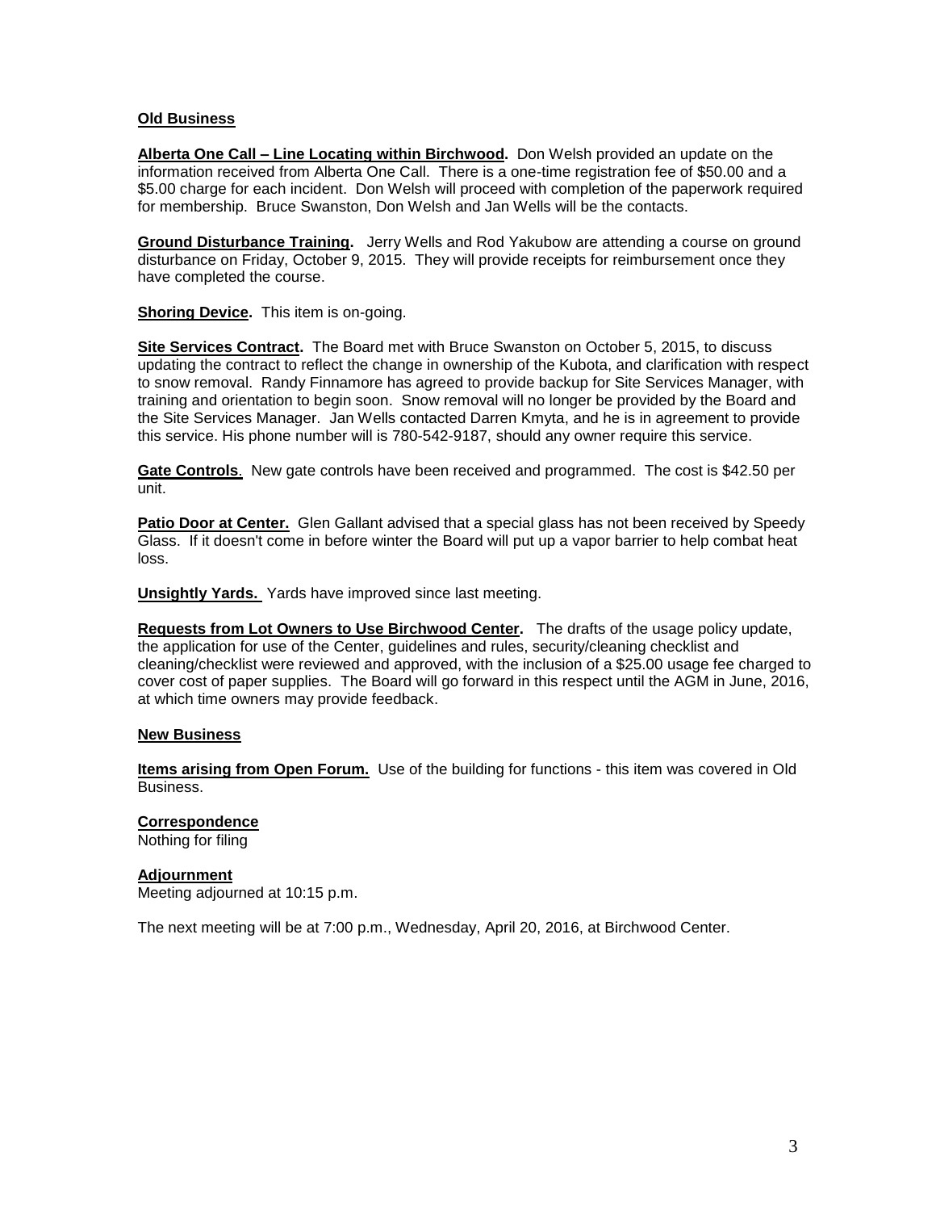## Old Business

**Alberta One Call – Line Locating within Birchwood.** Don Welsh provided an update on the information received from Alberta One Call. There is a one-time registration fee of $50.00 and a $5.00 charge for each incident. Don Welsh will proceed with completion of the paperwork required for membership. Bruce Swanston, Don Welsh and Jan Wells will be the contacts.

**Ground Disturbance Training.** Jerry Wells and Rod Yakubow are attending a course on ground disturbance on Friday, October 9, 2015. They will provide receipts for reimbursement once they have completed the course.

**Shoring Device.** This item is on-going.

**Site Services Contract.** The Board met with Bruce Swanston on October 5, 2015, to discuss updating the contract to reflect the change in ownership of the Kubota, and clarification with respect to snow removal. Randy Finnamore has agreed to provide backup for Site Services Manager, with training and orientation to begin soon. Snow removal will no longer be provided by the Board and the Site Services Manager. Jan Wells contacted Darren Kmyta, and he is in agreement to provide this service. His phone number will is 780-542-9187, should any owner require this service.

**Gate Controls**. New gate controls have been received and programmed. The cost is $42.50 per unit.

**Patio Door at Center.** Glen Gallant advised that a special glass has not been received by Speedy Glass. If it doesn't come in before winter the Board will put up a vapor barrier to help combat heat loss.

**Unsightly Yards.** Yards have improved since last meeting.

**Requests from Lot Owners to Use Birchwood Center.** The drafts of the usage policy update, the application for use of the Center, guidelines and rules, security/cleaning checklist and cleaning/checklist were reviewed and approved, with the inclusion of a $25.00 usage fee charged to cover cost of paper supplies. The Board will go forward in this respect until the AGM in June, 2016, at which time owners may provide feedback.

## New Business

**Items arising from Open Forum.** Use of the building for functions - this item was covered in Old Business.

**Correspondence**
Nothing for filing

**Adjournment**
Meeting adjourned at 10:15 p.m.

The next meeting will be at 7:00 p.m., Wednesday, April 20, 2016, at Birchwood Center.